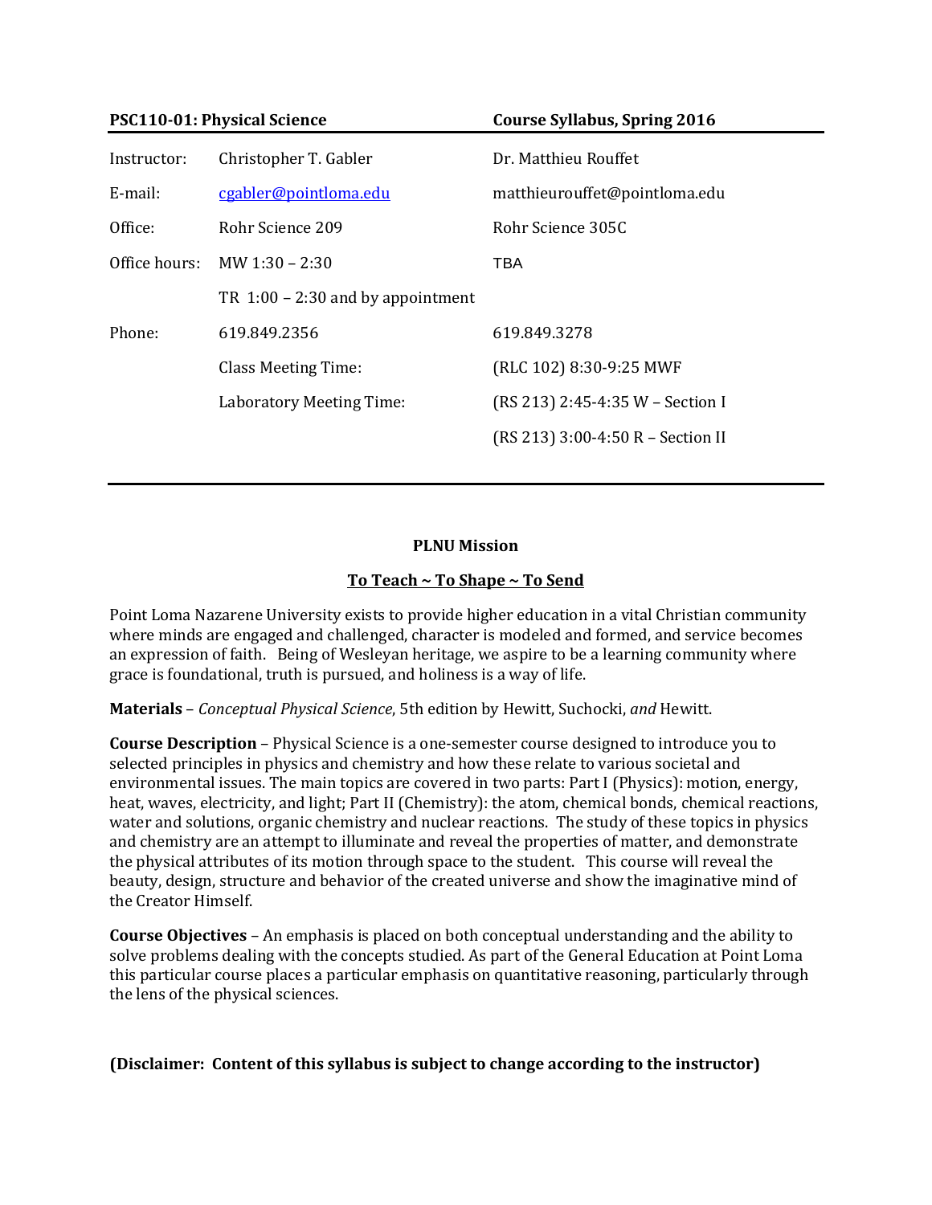| **PSC110-01: Physical Science** | | **Course Syllabus, Spring 2016** |
|---|---|---|
| Instructor: | Christopher T. Gabler | Dr. Matthieu Rouffet |
| E-mail: | cgabler@pointloma.edu | matthieurouffet@pointloma.edu |
| Office: | Rohr Science 209 | Rohr Science 305C |
| Office hours: | MW 1:30 – 2:30 | TBA |
| | TR 1:00 – 2:30 and by appointment | |
| Phone: | 619.849.2356 | 619.849.3278 |
| | Class Meeting Time: | (RLC 102) 8:30-9:25 MWF |
| | Laboratory Meeting Time: | (RS 213) 2:45-4:35 W – Section I |
| | | (RS 213) 3:00-4:50 R – Section II |

## PLNU Mission

### To Teach ~ To Shape ~ To Send

Point Loma Nazarene University exists to provide higher education in a vital Christian community where minds are engaged and challenged, character is modeled and formed, and service becomes an expression of faith. Being of Wesleyan heritage, we aspire to be a learning community where grace is foundational, truth is pursued, and holiness is a way of life.

**Materials** – *Conceptual Physical Science*, 5th edition by Hewitt, Suchocki, *and* Hewitt.

**Course Description** – Physical Science is a one-semester course designed to introduce you to selected principles in physics and chemistry and how these relate to various societal and environmental issues. The main topics are covered in two parts: Part I (Physics): motion, energy, heat, waves, electricity, and light; Part II (Chemistry): the atom, chemical bonds, chemical reactions, water and solutions, organic chemistry and nuclear reactions. The study of these topics in physics and chemistry are an attempt to illuminate and reveal the properties of matter, and demonstrate the physical attributes of its motion through space to the student. This course will reveal the beauty, design, structure and behavior of the created universe and show the imaginative mind of the Creator Himself.

**Course Objectives** – An emphasis is placed on both conceptual understanding and the ability to solve problems dealing with the concepts studied. As part of the General Education at Point Loma this particular course places a particular emphasis on quantitative reasoning, particularly through the lens of the physical sciences.

**(Disclaimer: Content of this syllabus is subject to change according to the instructor)**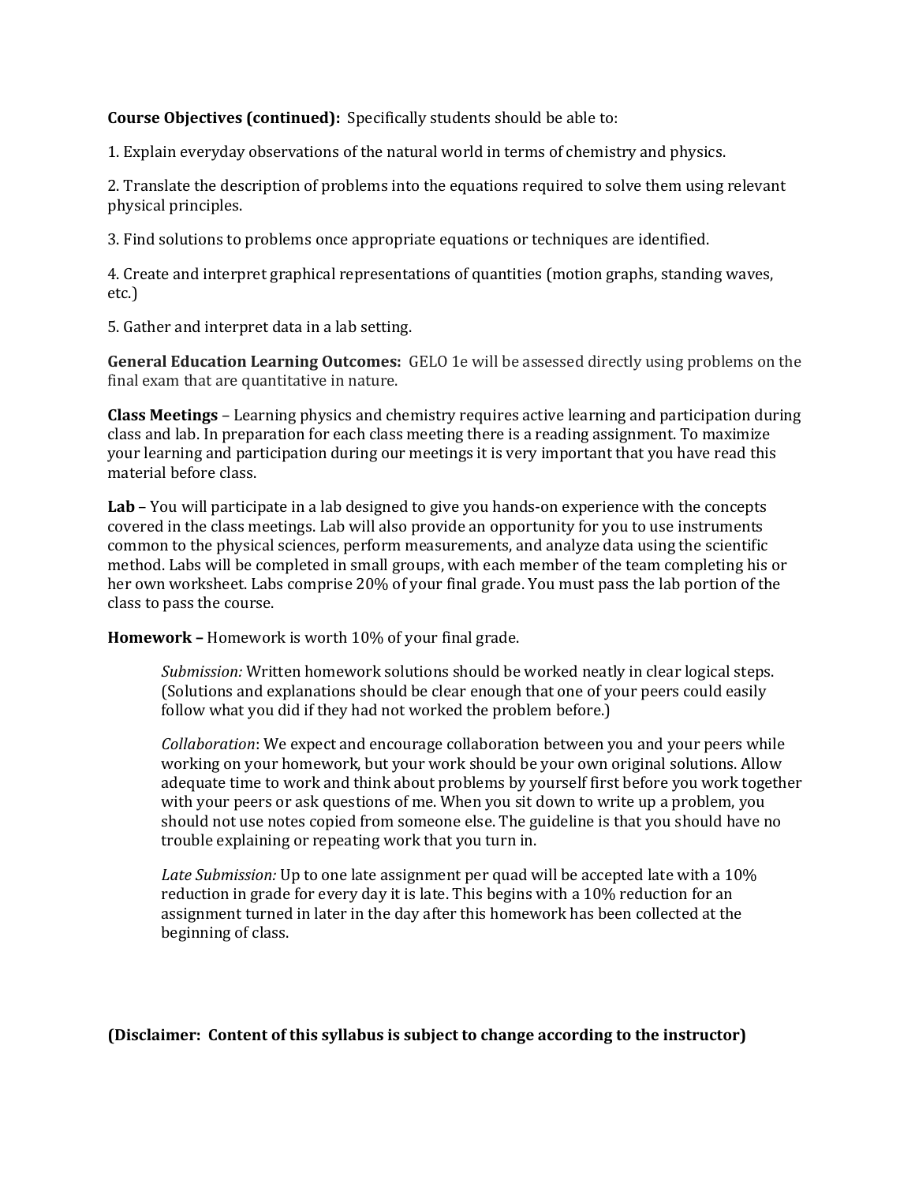**Course Objectives (continued):** Specifically students should be able to:

1. Explain everyday observations of the natural world in terms of chemistry and physics.

2. Translate the description of problems into the equations required to solve them using relevant physical principles.

3. Find solutions to problems once appropriate equations or techniques are identified.

4. Create and interpret graphical representations of quantities (motion graphs, standing waves, etc.)

5. Gather and interpret data in a lab setting.

**General Education Learning Outcomes:** GELO 1e will be assessed directly using problems on the final exam that are quantitative in nature.

**Class Meetings** – Learning physics and chemistry requires active learning and participation during class and lab. In preparation for each class meeting there is a reading assignment. To maximize your learning and participation during our meetings it is very important that you have read this material before class.

**Lab** – You will participate in a lab designed to give you hands-on experience with the concepts covered in the class meetings. Lab will also provide an opportunity for you to use instruments common to the physical sciences, perform measurements, and analyze data using the scientific method. Labs will be completed in small groups, with each member of the team completing his or her own worksheet. Labs comprise 20% of your final grade. You must pass the lab portion of the class to pass the course.

**Homework –** Homework is worth 10% of your final grade.

> *Submission:* Written homework solutions should be worked neatly in clear logical steps. (Solutions and explanations should be clear enough that one of your peers could easily follow what you did if they had not worked the problem before.)
>
> *Collaboration*: We expect and encourage collaboration between you and your peers while working on your homework, but your work should be your own original solutions. Allow adequate time to work and think about problems by yourself first before you work together with your peers or ask questions of me. When you sit down to write up a problem, you should not use notes copied from someone else. The guideline is that you should have no trouble explaining or repeating work that you turn in.
>
> *Late Submission:* Up to one late assignment per quad will be accepted late with a 10% reduction in grade for every day it is late. This begins with a 10% reduction for an assignment turned in later in the day after this homework has been collected at the beginning of class.

**(Disclaimer: Content of this syllabus is subject to change according to the instructor)**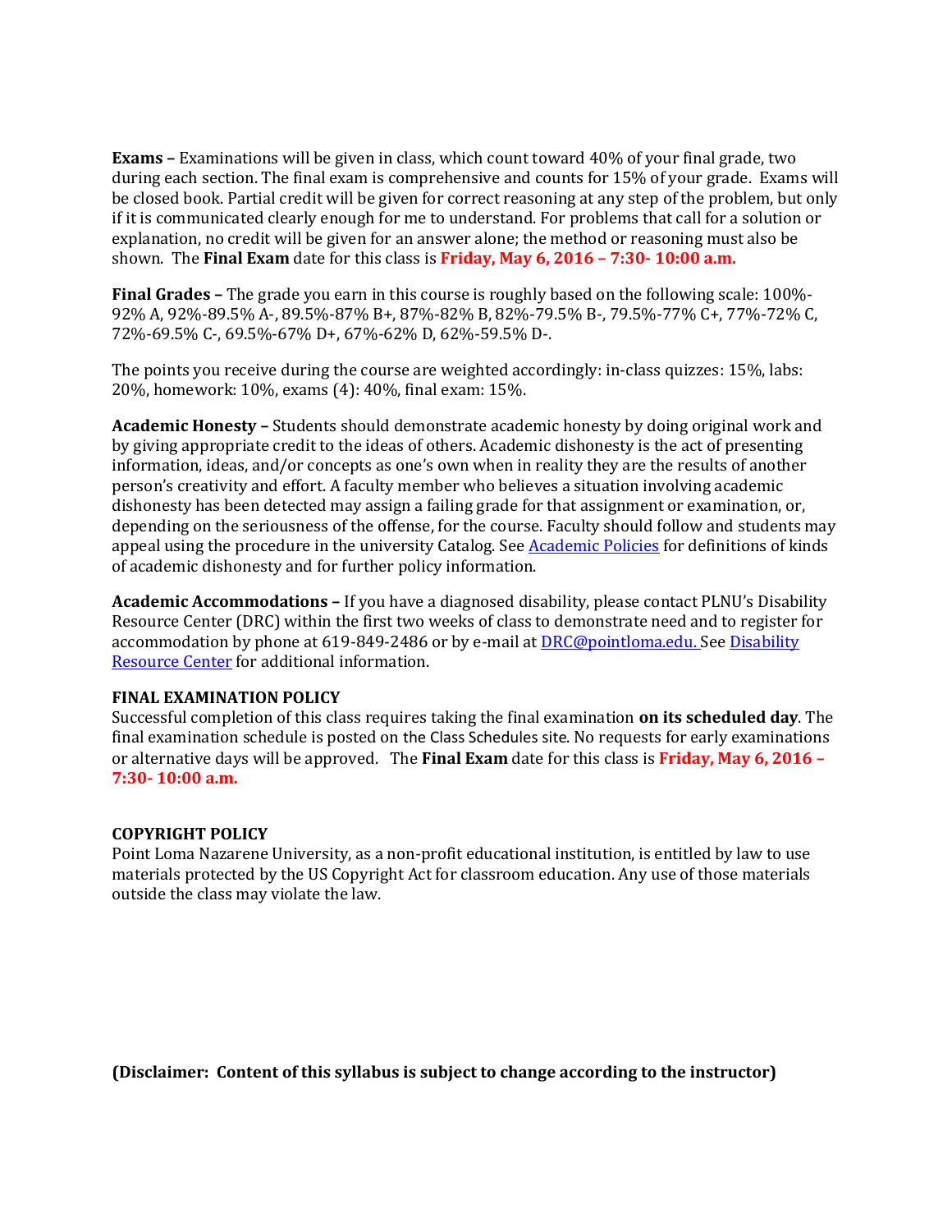**Exams –** Examinations will be given in class, which count toward 40% of your final grade, two during each section. The final exam is comprehensive and counts for 15% of your grade. Exams will be closed book. Partial credit will be given for correct reasoning at any step of the problem, but only if it is communicated clearly enough for me to understand. For problems that call for a solution or explanation, no credit will be given for an answer alone; the method or reasoning must also be shown. The **Final Exam** date for this class is **Friday, May 6, 2016 – 7:30- 10:00 a.m.**

**Final Grades –** The grade you earn in this course is roughly based on the following scale: 100%-92% A, 92%-89.5% A-, 89.5%-87% B+, 87%-82% B, 82%-79.5% B-, 79.5%-77% C+, 77%-72% C, 72%-69.5% C-, 69.5%-67% D+, 67%-62% D, 62%-59.5% D-.

The points you receive during the course are weighted accordingly: in-class quizzes: 15%, labs: 20%, homework: 10%, exams (4): 40%, final exam: 15%.

**Academic Honesty –** Students should demonstrate academic honesty by doing original work and by giving appropriate credit to the ideas of others. Academic dishonesty is the act of presenting information, ideas, and/or concepts as one's own when in reality they are the results of another person's creativity and effort. A faculty member who believes a situation involving academic dishonesty has been detected may assign a failing grade for that assignment or examination, or, depending on the seriousness of the offense, for the course. Faculty should follow and students may appeal using the procedure in the university Catalog. See Academic Policies for definitions of kinds of academic dishonesty and for further policy information.

**Academic Accommodations –** If you have a diagnosed disability, please contact PLNU's Disability Resource Center (DRC) within the first two weeks of class to demonstrate need and to register for accommodation by phone at 619-849-2486 or by e-mail at DRC@pointloma.edu. See Disability Resource Center for additional information.

**FINAL EXAMINATION POLICY**

Successful completion of this class requires taking the final examination **on its scheduled day**. The final examination schedule is posted on the Class Schedules site. No requests for early examinations or alternative days will be approved. The **Final Exam** date for this class is **Friday, May 6, 2016 – 7:30- 10:00 a.m.**

**COPYRIGHT POLICY**

Point Loma Nazarene University, as a non-profit educational institution, is entitled by law to use materials protected by the US Copyright Act for classroom education. Any use of those materials outside the class may violate the law.

**(Disclaimer: Content of this syllabus is subject to change according to the instructor)**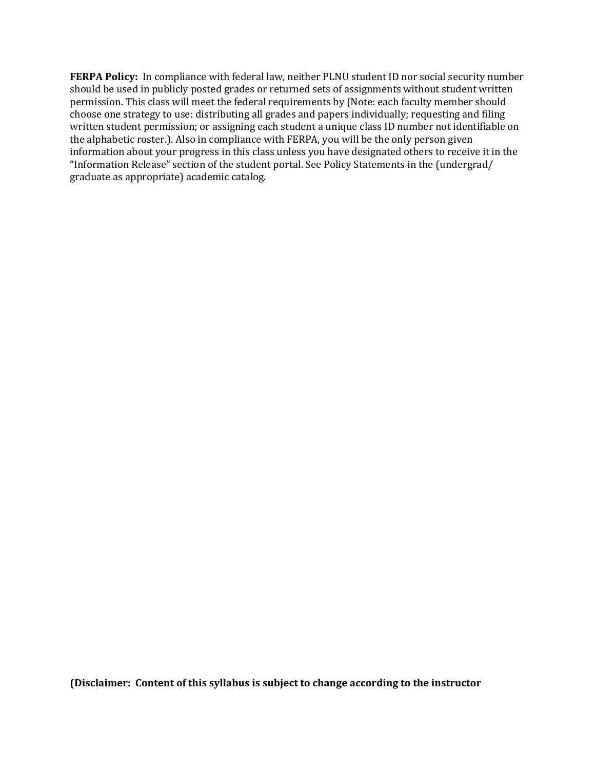**FERPA Policy:** In compliance with federal law, neither PLNU student ID nor social security number should be used in publicly posted grades or returned sets of assignments without student written permission. This class will meet the federal requirements by (Note: each faculty member should choose one strategy to use: distributing all grades and papers individually; requesting and filing written student permission; or assigning each student a unique class ID number not identifiable on the alphabetic roster.). Also in compliance with FERPA, you will be the only person given information about your progress in this class unless you have designated others to receive it in the "Information Release" section of the student portal. See Policy Statements in the (undergrad/ graduate as appropriate) academic catalog.

**(Disclaimer: Content of this syllabus is subject to change according to the instructor**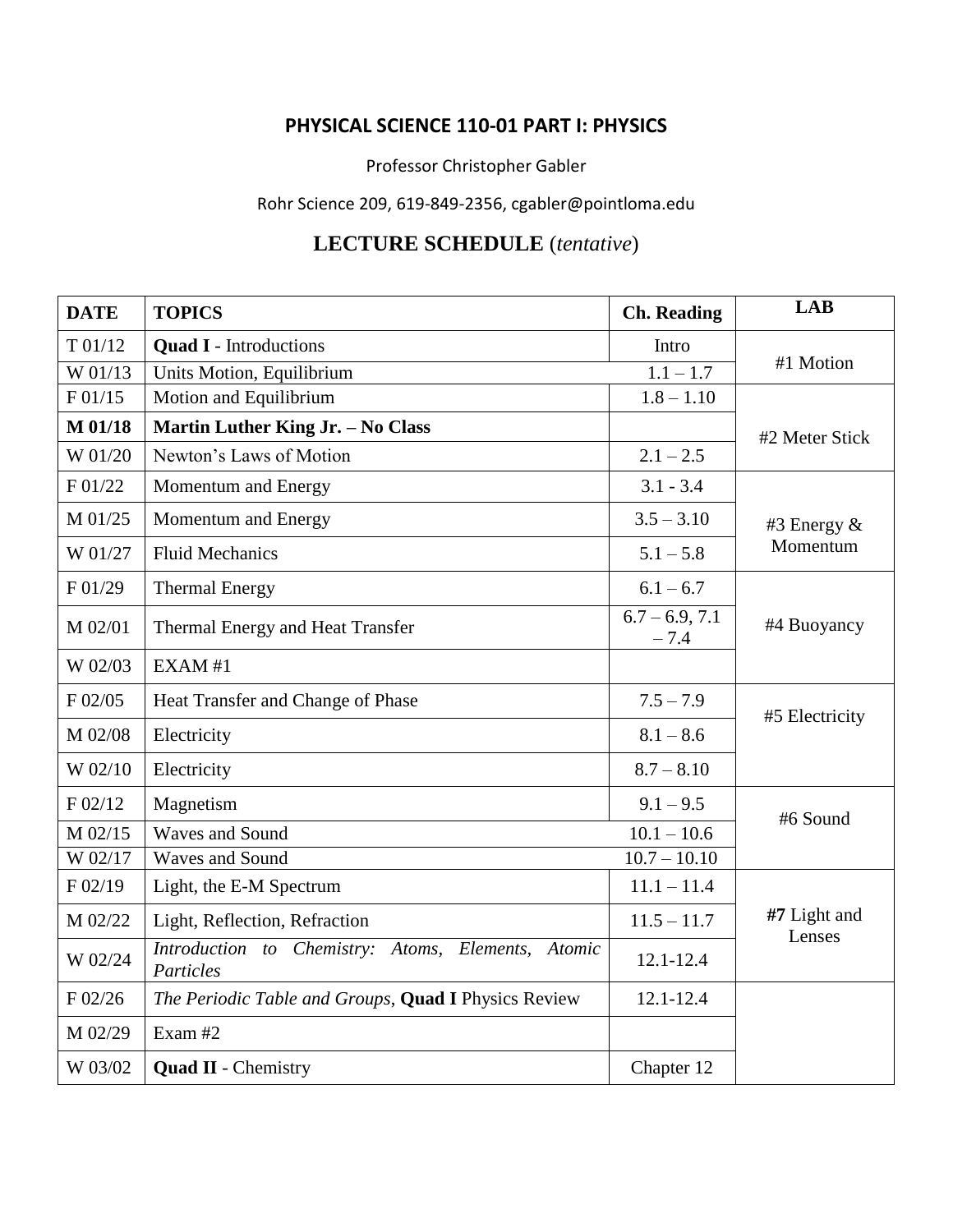**PHYSICAL SCIENCE 110-01 PART I: PHYSICS**

Professor Christopher Gabler

Rohr Science 209, 619-849-2356, cgabler@pointloma.edu

## LECTURE SCHEDULE (*tentative*)

| DATE | TOPICS | Ch. Reading | LAB |
|---|---|---|---|
| T 01/12 | **Quad I** - Introductions | Intro | #1 Motion |
| W 01/13 | Units Motion, Equilibrium | 1.1 – 1.7 | |
| F 01/15 | Motion and Equilibrium | 1.8 – 1.10 | #2 Meter Stick |
| **M 01/18** | **Martin Luther King Jr. – No Class** | | |
| W 01/20 | Newton's Laws of Motion | 2.1 – 2.5 | |
| F 01/22 | Momentum and Energy | 3.1 - 3.4 | #3 Energy & Momentum |
| M 01/25 | Momentum and Energy | 3.5 – 3.10 | |
| W 01/27 | Fluid Mechanics | 5.1 – 5.8 | |
| F 01/29 | Thermal Energy | 6.1 – 6.7 | #4 Buoyancy |
| M 02/01 | Thermal Energy and Heat Transfer | 6.7 – 6.9, 7.1 – 7.4 | |
| W 02/03 | EXAM #1 | | |
| F 02/05 | Heat Transfer and Change of Phase | 7.5 – 7.9 | #5 Electricity |
| M 02/08 | Electricity | 8.1 – 8.6 | |
| W 02/10 | Electricity | 8.7 – 8.10 | |
| F 02/12 | Magnetism | 9.1 – 9.5 | #6 Sound |
| M 02/15 | Waves and Sound | 10.1 – 10.6 | |
| W 02/17 | Waves and Sound | 10.7 – 10.10 | |
| F 02/19 | Light, the E-M Spectrum | 11.1 – 11.4 | **#7** Light and Lenses |
| M 02/22 | Light, Reflection, Refraction | 11.5 – 11.7 | |
| W 02/24 | *Introduction to Chemistry: Atoms, Elements, Atomic Particles* | 12.1-12.4 | |
| F 02/26 | *The Periodic Table and Groups*, **Quad I** Physics Review | 12.1-12.4 | |
| M 02/29 | Exam #2 | | |
| W 03/02 | **Quad II** - Chemistry | Chapter 12 | |